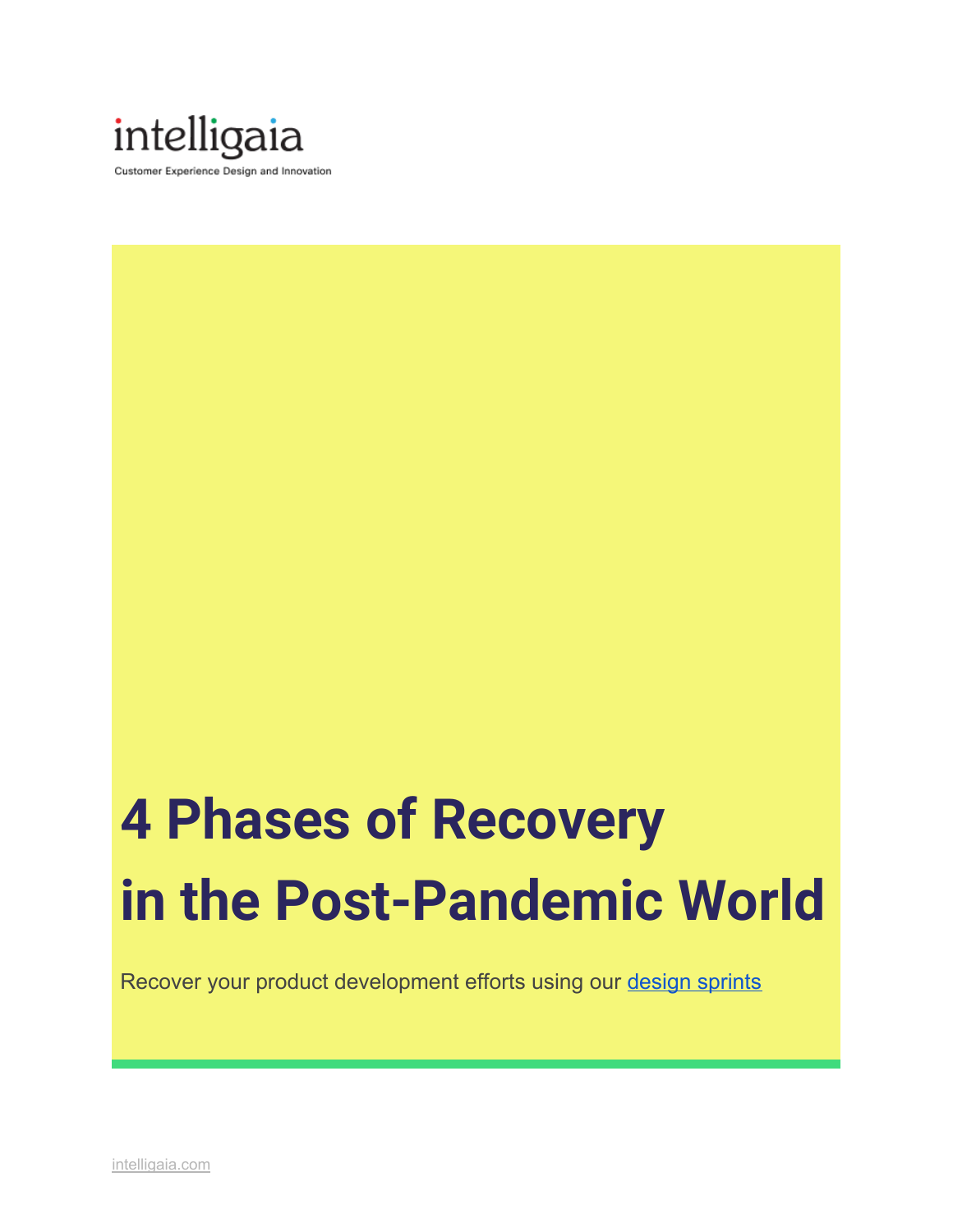intelligaia

Customer Experience Design and Innovation

# 4 Phases of Recovery in the Post-Pandemic World

Recover your product development efforts using our [design sprints]

intelligaia.com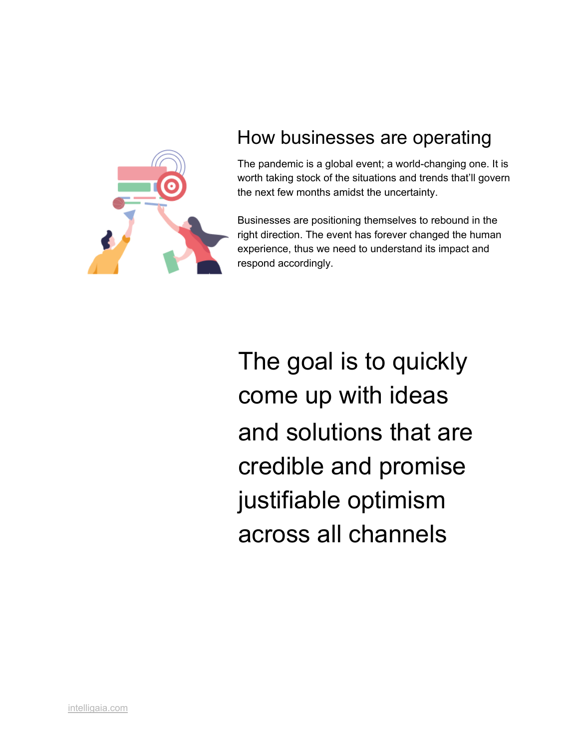## How businesses are operating

The pandemic is a global event; a world-changing one. It is worth taking stock of the situations and trends that'll govern the next few months amidst the uncertainty.

Businesses are positioning themselves to rebound in the right direction. The event has forever changed the human experience, thus we need to understand its impact and respond accordingly.

# The goal is to quickly come up with ideas and solutions that are credible and promise justifiable optimism across all channels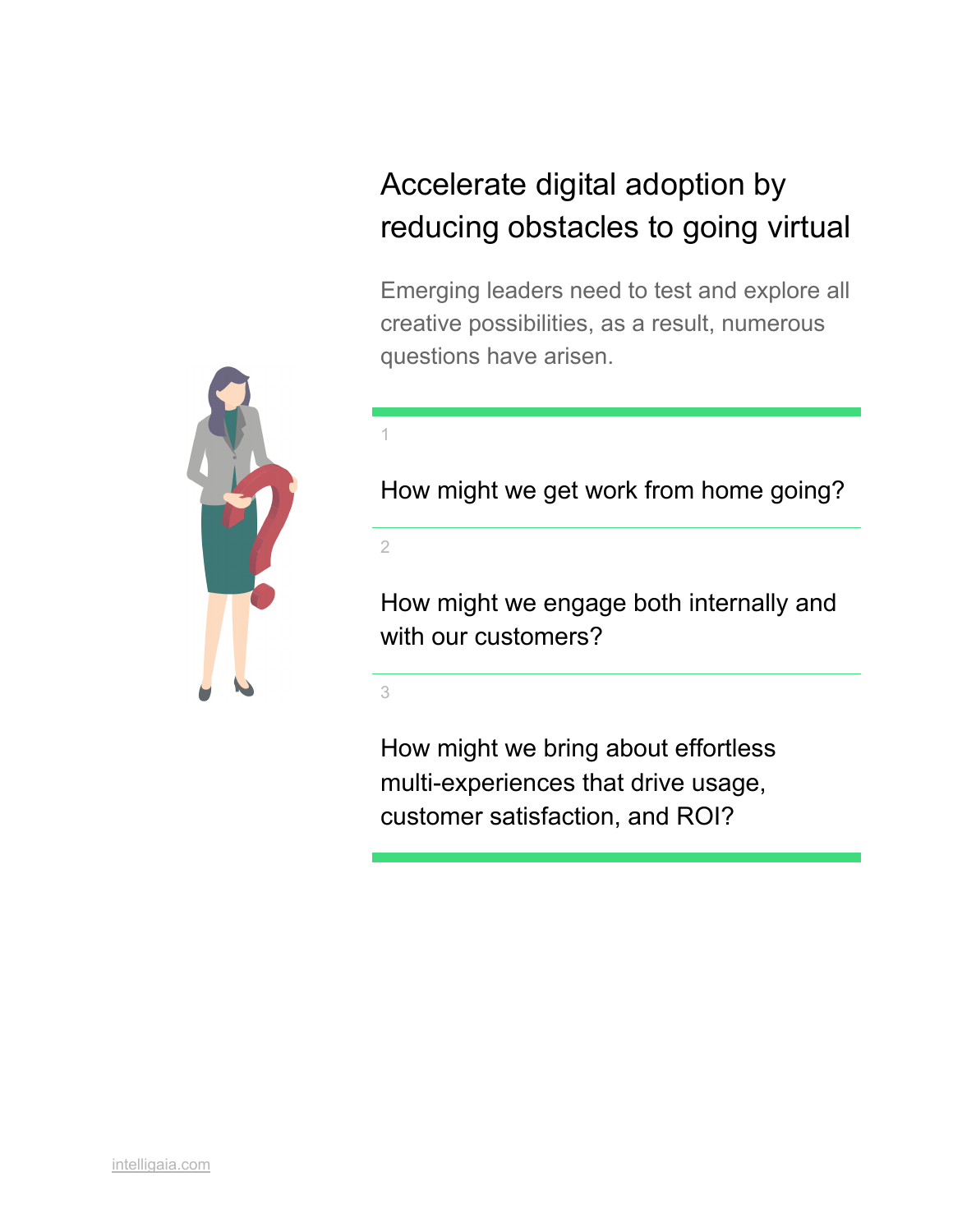# Accelerate digital adoption by reducing obstacles to going virtual

Emerging leaders need to test and explore all creative possibilities, as a result, numerous questions have arisen.

1

How might we get work from home going?

2

How might we engage both internally and with our customers?

3

How might we bring about effortless multi-experiences that drive usage, customer satisfaction, and ROI?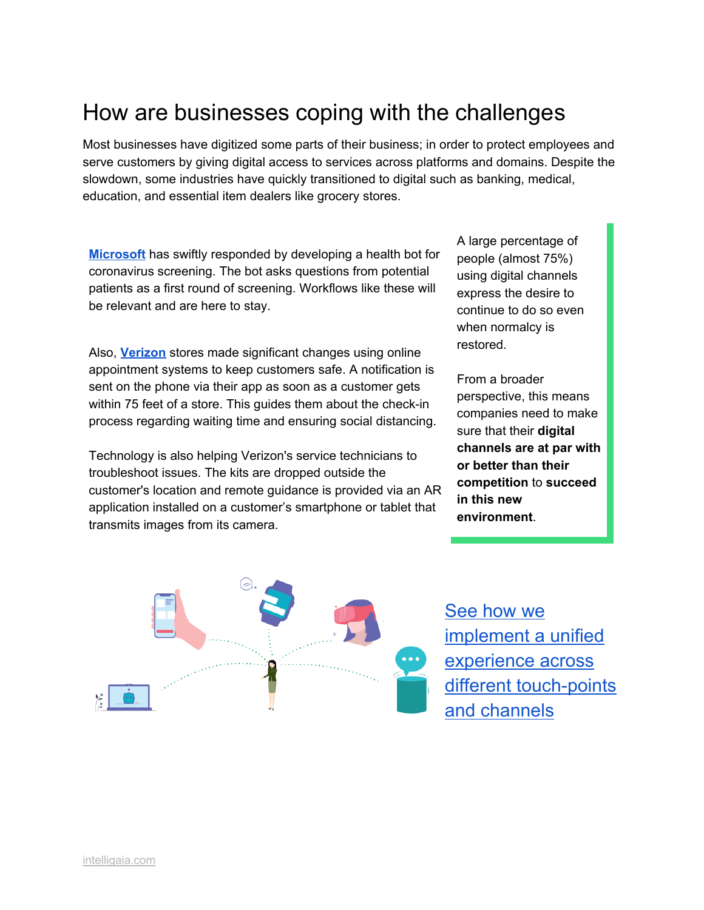# How are businesses coping with the challenges

Most businesses have digitized some parts of their business; in order to protect employees and serve customers by giving digital access to services across platforms and domains. Despite the slowdown, some industries have quickly transitioned to digital such as banking, medical, education, and essential item dealers like grocery stores.

**Microsoft** has swiftly responded by developing a health bot for coronavirus screening. The bot asks questions from potential patients as a first round of screening. Workflows like these will be relevant and are here to stay.

Also, **Verizon** stores made significant changes using online appointment systems to keep customers safe. A notification is sent on the phone via their app as soon as a customer gets within 75 feet of a store. This guides them about the check-in process regarding waiting time and ensuring social distancing.

Technology is also helping Verizon's service technicians to troubleshoot issues. The kits are dropped outside the customer's location and remote guidance is provided via an AR application installed on a customer's smartphone or tablet that transmits images from its camera.

A large percentage of people (almost 75%) using digital channels express the desire to continue to do so even when normalcy is restored.

From a broader perspective, this means companies need to make sure that their **digital channels are at par with or better than their competition** to **succeed in this new environment**.

See how we implement a unified experience across different touch-points and channels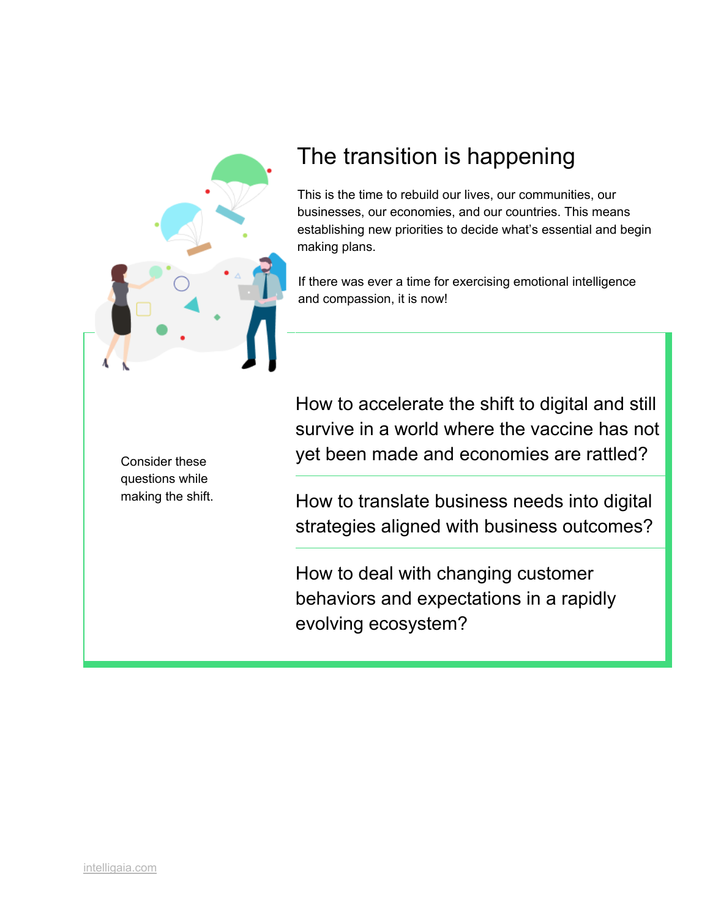# The transition is happening

This is the time to rebuild our lives, our communities, our businesses, our economies, and our countries. This means establishing new priorities to decide what's essential and begin making plans.

If there was ever a time for exercising emotional intelligence and compassion, it is now!

Consider these questions while making the shift.

## How to accelerate the shift to digital and still survive in a world where the vaccine has not yet been made and economies are rattled?

## How to translate business needs into digital strategies aligned with business outcomes?

## How to deal with changing customer behaviors and expectations in a rapidly evolving ecosystem?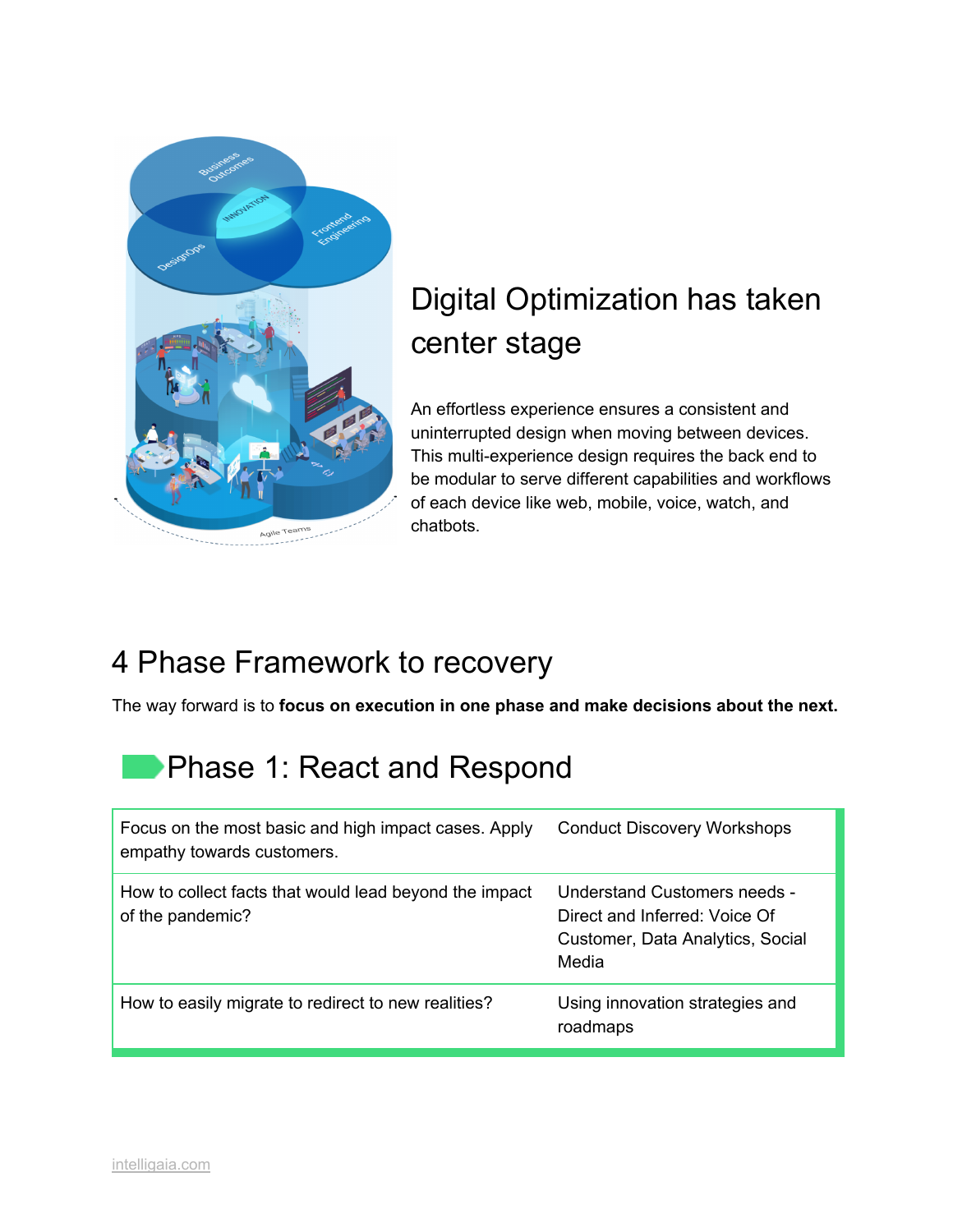# Digital Optimization has taken center stage

An effortless experience ensures a consistent and uninterrupted design when moving between devices. This multi-experience design requires the back end to be modular to serve different capabilities and workflows of each device like web, mobile, voice, watch, and chatbots.

## 4 Phase Framework to recovery

The way forward is to **focus on execution in one phase and make decisions about the next.**

### Phase 1: React and Respond

| | |
|---|---|
| Focus on the most basic and high impact cases. Apply empathy towards customers. | Conduct Discovery Workshops |
| How to collect facts that would lead beyond the impact of the pandemic? | Understand Customers needs - Direct and Inferred: Voice Of Customer, Data Analytics, Social Media |
| How to easily migrate to redirect to new realities? | Using innovation strategies and roadmaps |

intelligaia.com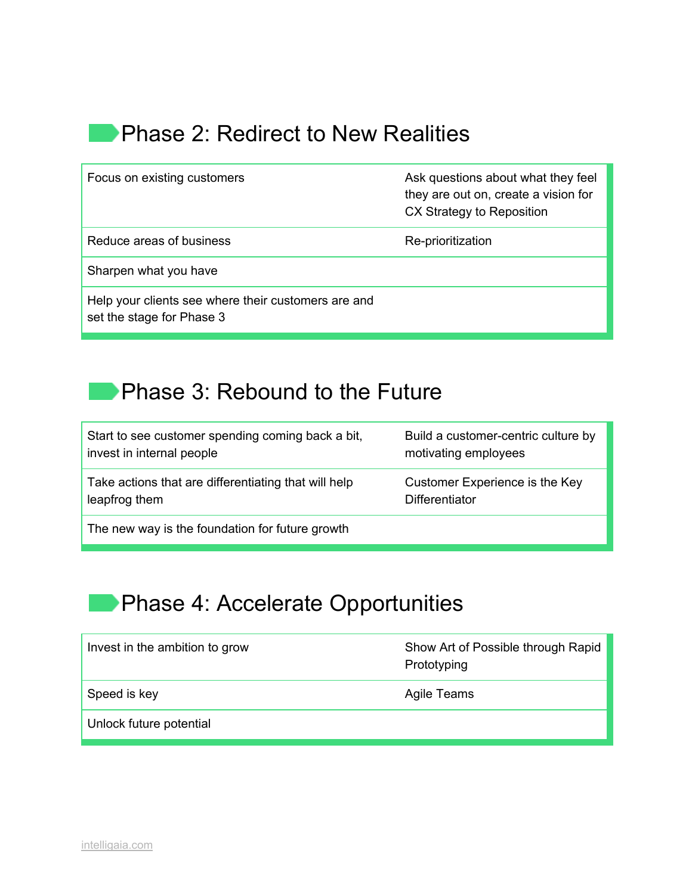## Phase 2: Redirect to New Realities

| | |
|---|---|
| Focus on existing customers | Ask questions about what they feel they are out on, create a vision for CX Strategy to Reposition |
| Reduce areas of business | Re-prioritization |
| Sharpen what you have | |
| Help your clients see where their customers are and set the stage for Phase 3 | |

## Phase 3: Rebound to the Future

| | |
|---|---|
| Start to see customer spending coming back a bit, invest in internal people | Build a customer-centric culture by motivating employees |
| Take actions that are differentiating that will help leapfrog them | Customer Experience is the Key Differentiator |
| The new way is the foundation for future growth | |

## Phase 4: Accelerate Opportunities

| | |
|---|---|
| Invest in the ambition to grow | Show Art of Possible through Rapid Prototyping |
| Speed is key | Agile Teams |
| Unlock future potential | |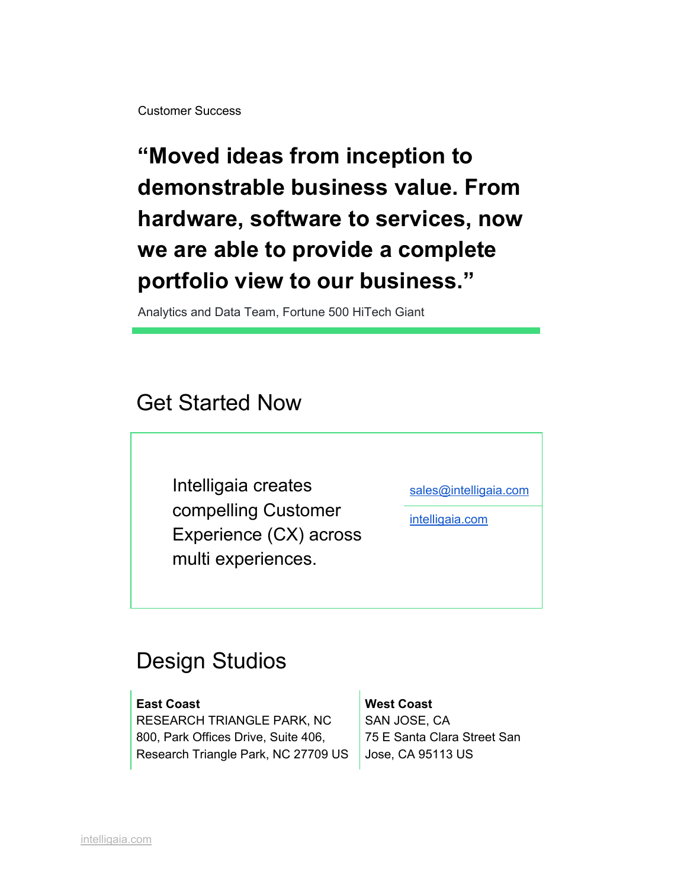Customer Success

## **“Moved ideas from inception to demonstrable business value. From hardware, software to services, now we are able to provide a complete portfolio view to our business.”**

Analytics and Data Team, Fortune 500 HiTech Giant

## Get Started Now

Intelligaia creates compelling Customer Experience (CX) across multi experiences.

sales@intelligaia.com

intelligaia.com

## Design Studios

**East Coast**
RESEARCH TRIANGLE PARK, NC
800, Park Offices Drive, Suite 406, Research Triangle Park, NC 27709 US

**West Coast**
SAN JOSE, CA
75 E Santa Clara Street San Jose, CA 95113 US